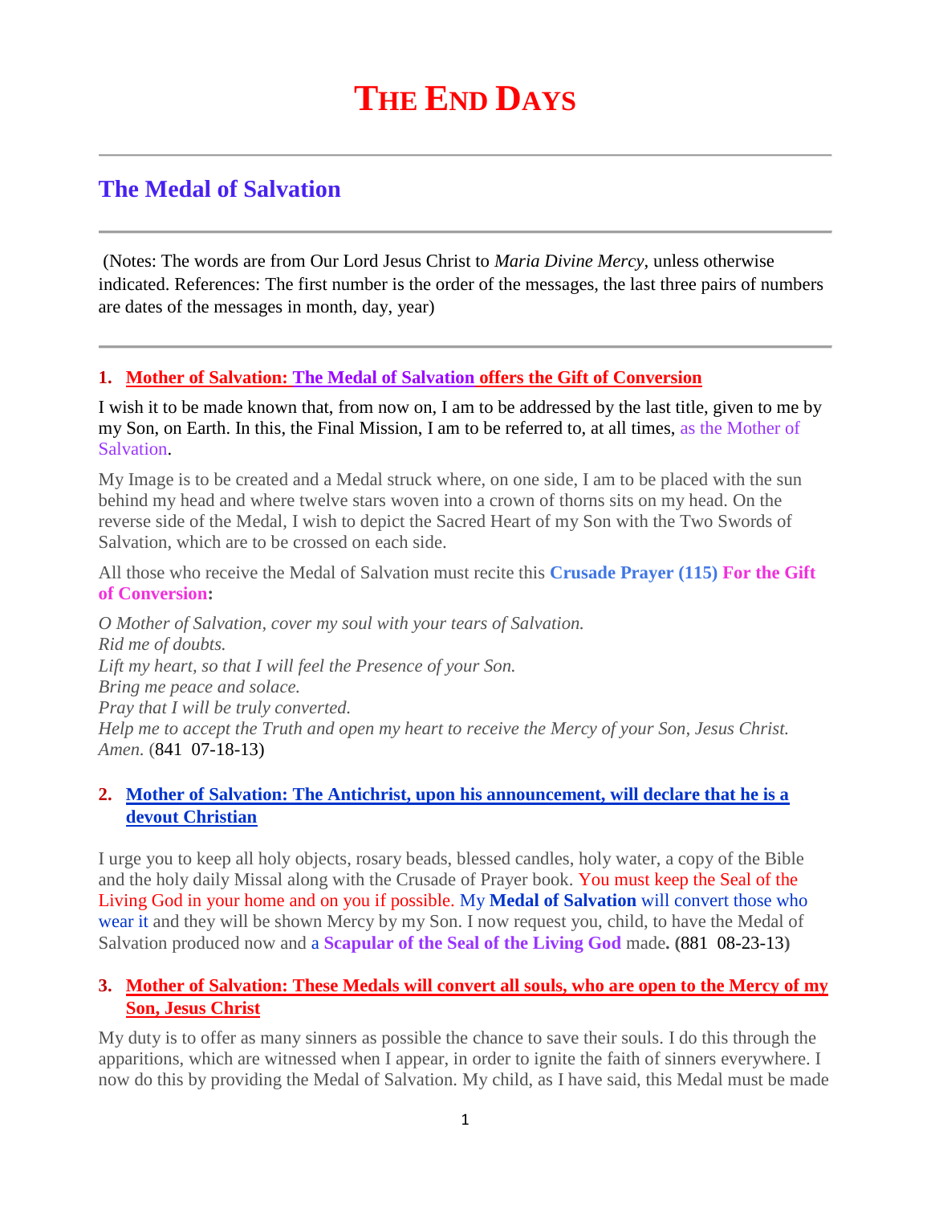# THE END DAYS

## The Medal of Salvation

(Notes: The words are from Our Lord Jesus Christ to *Maria Divine Mercy*, unless otherwise indicated. References: The first number is the order of the messages, the last three pairs of numbers are dates of the messages in month, day, year)

### 1. Mother of Salvation: The Medal of Salvation offers the Gift of Conversion

I wish it to be made known that, from now on, I am to be addressed by the last title, given to me by my Son, on Earth. In this, the Final Mission, I am to be referred to, at all times, as the Mother of Salvation.

My Image is to be created and a Medal struck where, on one side, I am to be placed with the sun behind my head and where twelve stars woven into a crown of thorns sits on my head. On the reverse side of the Medal, I wish to depict the Sacred Heart of my Son with the Two Swords of Salvation, which are to be crossed on each side.

All those who receive the Medal of Salvation must recite this **Crusade Prayer (115) For the Gift of Conversion**:

*O Mother of Salvation, cover my soul with your tears of Salvation.*
*Rid me of doubts.*
*Lift my heart, so that I will feel the Presence of your Son.*
*Bring me peace and solace.*
*Pray that I will be truly converted.*
*Help me to accept the Truth and open my heart to receive the Mercy of your Son, Jesus Christ.*
*Amen.* (841 07-18-13)

### 2. Mother of Salvation: The Antichrist, upon his announcement, will declare that he is a devout Christian

I urge you to keep all holy objects, rosary beads, blessed candles, holy water, a copy of the Bible and the holy daily Missal along with the Crusade of Prayer book. You must keep the Seal of the Living God in your home and on you if possible. My **Medal of Salvation** will convert those who wear it and they will be shown Mercy by my Son. I now request you, child, to have the Medal of Salvation produced now and a **Scapular of the Seal of the Living God** made**. (881 08-23-13)**

### 3. Mother of Salvation: These Medals will convert all souls, who are open to the Mercy of my Son, Jesus Christ

My duty is to offer as many sinners as possible the chance to save their souls. I do this through the apparitions, which are witnessed when I appear, in order to ignite the faith of sinners everywhere. I now do this by providing the Medal of Salvation. My child, as I have said, this Medal must be made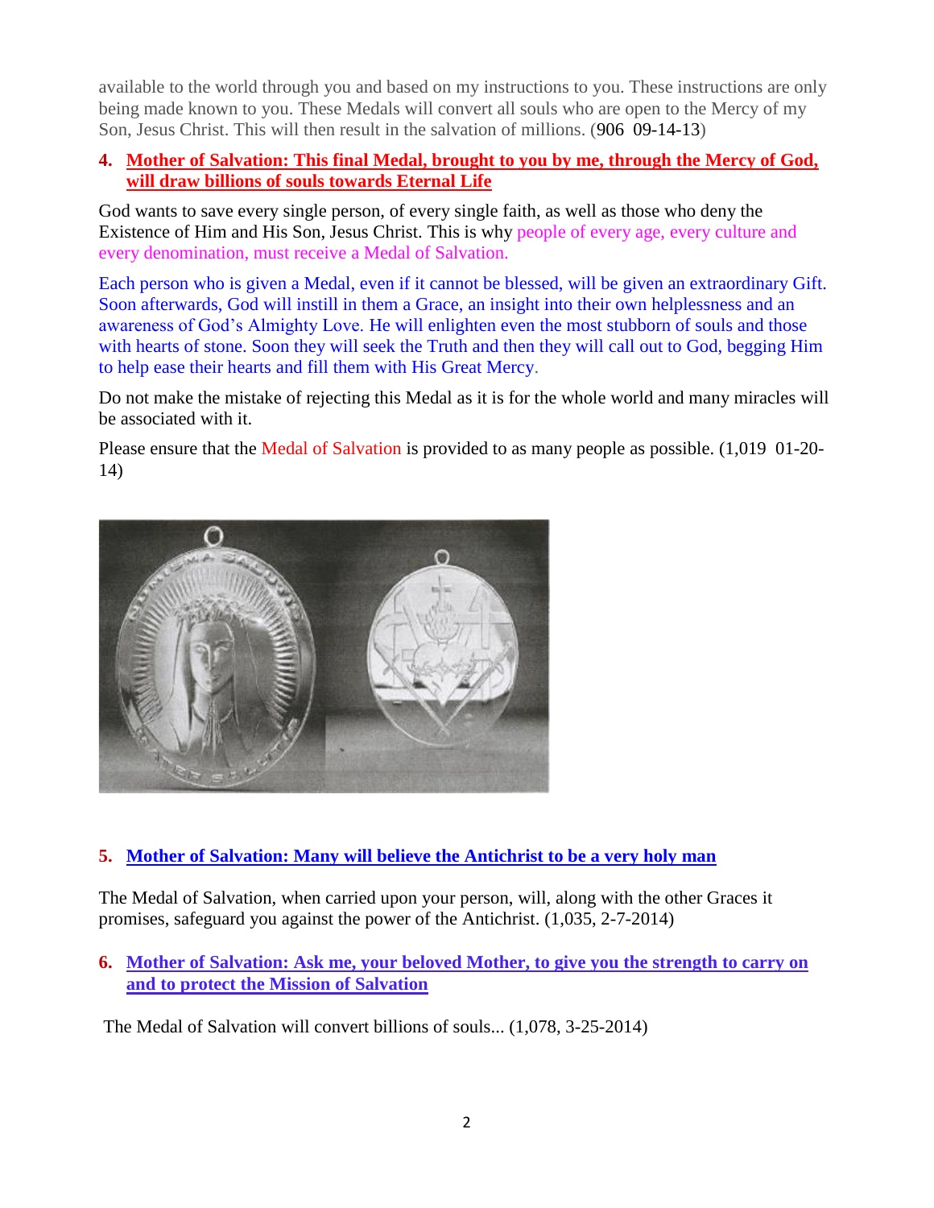available to the world through you and based on my instructions to you. These instructions are only being made known to you. These Medals will convert all souls who are open to the Mercy of my Son, Jesus Christ. This will then result in the salvation of millions. (906 09-14-13)

4. **Mother of Salvation: This final Medal, brought to you by me, through the Mercy of God, will draw billions of souls towards Eternal Life**

God wants to save every single person, of every single faith, as well as those who deny the Existence of Him and His Son, Jesus Christ. This is why people of every age, every culture and every denomination, must receive a Medal of Salvation.

Each person who is given a Medal, even if it cannot be blessed, will be given an extraordinary Gift. Soon afterwards, God will instill in them a Grace, an insight into their own helplessness and an awareness of God's Almighty Love. He will enlighten even the most stubborn of souls and those with hearts of stone. Soon they will seek the Truth and then they will call out to God, begging Him to help ease their hearts and fill them with His Great Mercy.

Do not make the mistake of rejecting this Medal as it is for the whole world and many miracles will be associated with it.

Please ensure that the Medal of Salvation is provided to as many people as possible. (1,019 01-20-14)

5. **Mother of Salvation: Many will believe the Antichrist to be a very holy man**

The Medal of Salvation, when carried upon your person, will, along with the other Graces it promises, safeguard you against the power of the Antichrist. (1,035, 2-7-2014)

6. **Mother of Salvation: Ask me, your beloved Mother, to give you the strength to carry on and to protect the Mission of Salvation**

The Medal of Salvation will convert billions of souls... (1,078, 3-25-2014)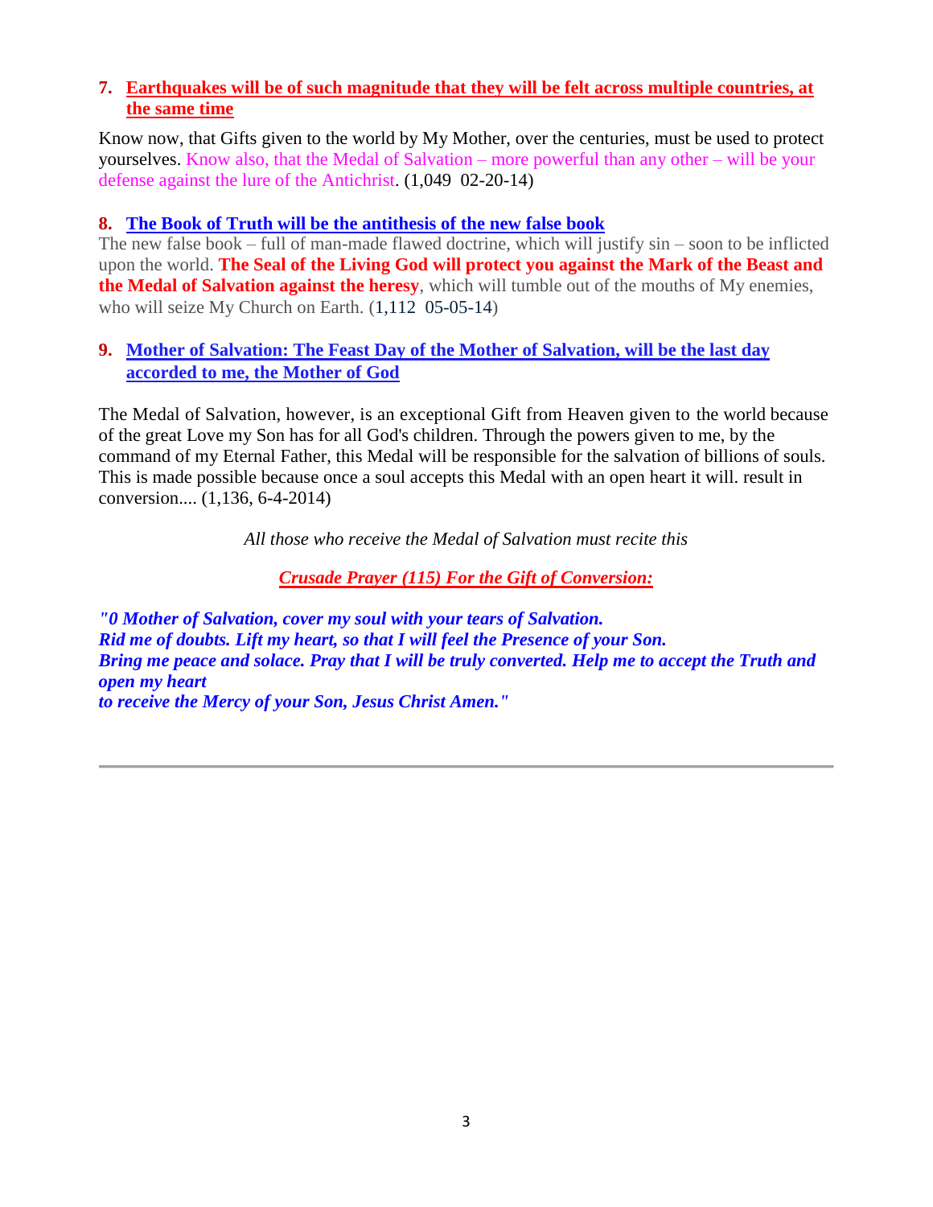7. **Earthquakes will be of such magnitude that they will be felt across multiple countries, at the same time**

Know now, that Gifts given to the world by My Mother, over the centuries, must be used to protect yourselves. Know also, that the Medal of Salvation – more powerful than any other – will be your defense against the lure of the Antichrist. (1,049 02-20-14)

8. **The Book of Truth will be the antithesis of the new false book**

The new false book – full of man-made flawed doctrine, which will justify sin – soon to be inflicted upon the world. **The Seal of the Living God will protect you against the Mark of the Beast and the Medal of Salvation against the heresy**, which will tumble out of the mouths of My enemies, who will seize My Church on Earth. (1,112 05-05-14)

9. **Mother of Salvation: The Feast Day of the Mother of Salvation, will be the last day accorded to me, the Mother of God**

The Medal of Salvation, however, is an exceptional Gift from Heaven given to the world because of the great Love my Son has for all God's children. Through the powers given to me, by the command of my Eternal Father, this Medal will be responsible for the salvation of billions of souls. This is made possible because once a soul accepts this Medal with an open heart it will. result in conversion.... (1,136, 6-4-2014)

*All those who receive the Medal of Salvation must recite this*

***Crusade Prayer (115) For the Gift of Conversion:***

***"0 Mother of Salvation, cover my soul with your tears of Salvation.***
***Rid me of doubts. Lift my heart, so that I will feel the Presence of your Son.***
***Bring me peace and solace. Pray that I will be truly converted. Help me to accept the Truth and open my heart***
***to receive the Mercy of your Son, Jesus Christ Amen."***

---